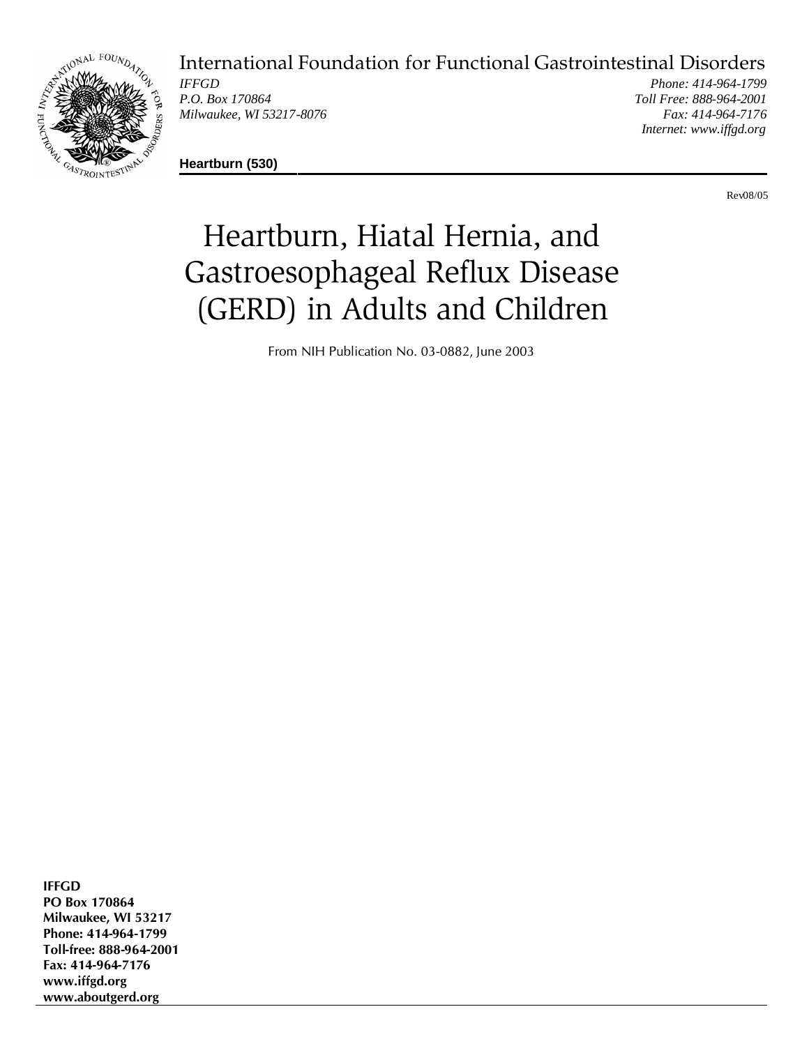International Foundation for Functional Gastrointestinal Disorders

*IFFGD*
*P.O. Box 170864*
*Milwaukee, WI 53217-8076*

*Phone: 414-964-1799*
*Toll Free: 888-964-2001*
*Fax: 414-964-7176*
*Internet: www.iffgd.org*

**Heartburn (530)**

Rev08/05

# Heartburn, Hiatal Hernia, and Gastroesophageal Reflux Disease (GERD) in Adults and Children

From NIH Publication No. 03-0882, June 2003

**IFFGD**
**PO Box 170864**
**Milwaukee, WI 53217**
**Phone: 414-964-1799**
**Toll-free: 888-964-2001**
**Fax: 414-964-7176**
**www.iffgd.org**
**www.aboutgerd.org**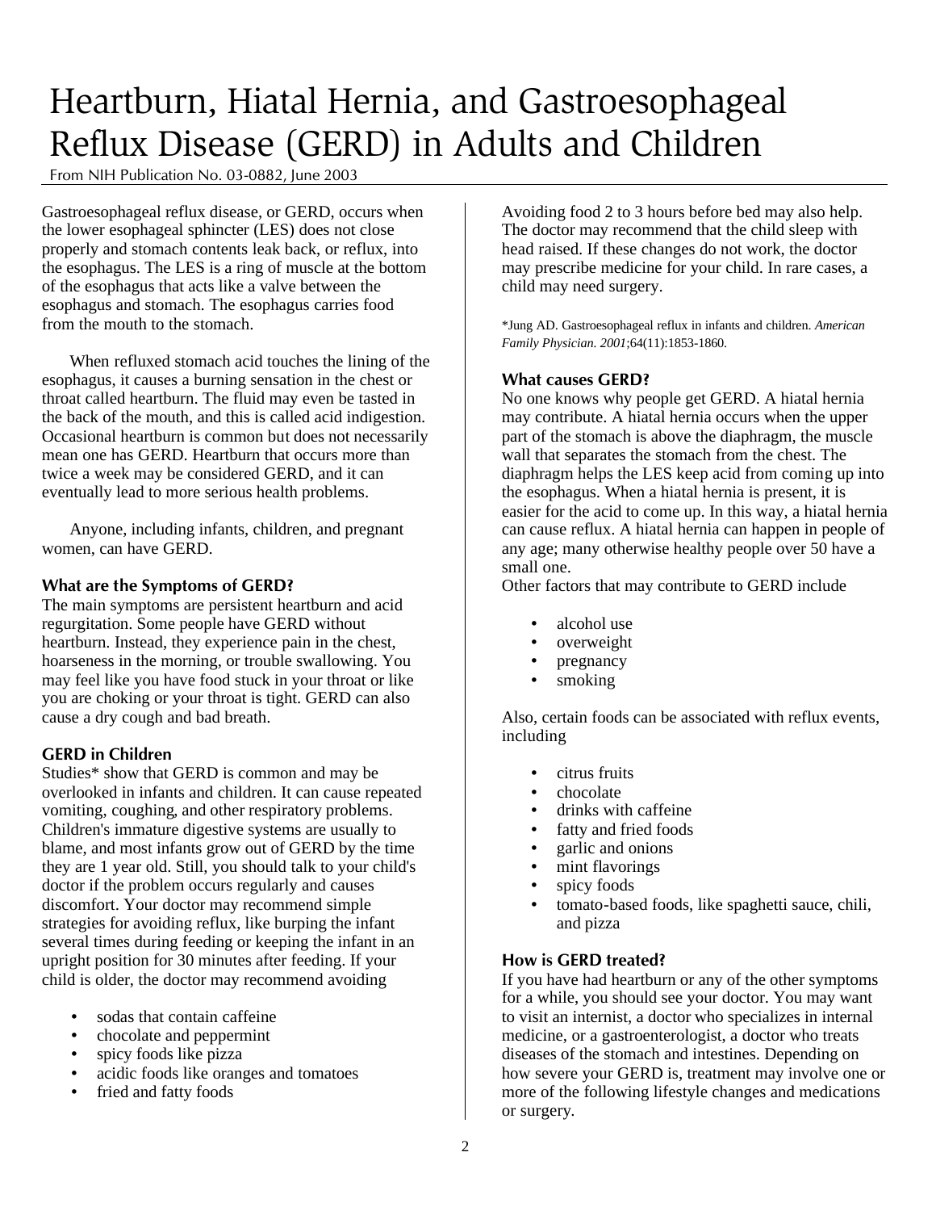# Heartburn, Hiatal Hernia, and Gastroesophageal Reflux Disease (GERD) in Adults and Children

From NIH Publication No. 03-0882, June 2003

Gastroesophageal reflux disease, or GERD, occurs when the lower esophageal sphincter (LES) does not close properly and stomach contents leak back, or reflux, into the esophagus. The LES is a ring of muscle at the bottom of the esophagus that acts like a valve between the esophagus and stomach. The esophagus carries food from the mouth to the stomach.

When refluxed stomach acid touches the lining of the esophagus, it causes a burning sensation in the chest or throat called heartburn. The fluid may even be tasted in the back of the mouth, and this is called acid indigestion. Occasional heartburn is common but does not necessarily mean one has GERD. Heartburn that occurs more than twice a week may be considered GERD, and it can eventually lead to more serious health problems.

Anyone, including infants, children, and pregnant women, can have GERD.

### What are the Symptoms of GERD?

The main symptoms are persistent heartburn and acid regurgitation. Some people have GERD without heartburn. Instead, they experience pain in the chest, hoarseness in the morning, or trouble swallowing. You may feel like you have food stuck in your throat or like you are choking or your throat is tight. GERD can also cause a dry cough and bad breath.

### GERD in Children

Studies* show that GERD is common and may be overlooked in infants and children. It can cause repeated vomiting, coughing, and other respiratory problems. Children's immature digestive systems are usually to blame, and most infants grow out of GERD by the time they are 1 year old. Still, you should talk to your child's doctor if the problem occurs regularly and causes discomfort. Your doctor may recommend simple strategies for avoiding reflux, like burping the infant several times during feeding or keeping the infant in an upright position for 30 minutes after feeding. If your child is older, the doctor may recommend avoiding

- sodas that contain caffeine
- chocolate and peppermint
- spicy foods like pizza
- acidic foods like oranges and tomatoes
- fried and fatty foods

Avoiding food 2 to 3 hours before bed may also help. The doctor may recommend that the child sleep with head raised. If these changes do not work, the doctor may prescribe medicine for your child. In rare cases, a child may need surgery.

*Jung AD. Gastroesophageal reflux in infants and children. *American Family Physician. 2001*;64(11):1853-1860.

### What causes GERD?

No one knows why people get GERD. A hiatal hernia may contribute. A hiatal hernia occurs when the upper part of the stomach is above the diaphragm, the muscle wall that separates the stomach from the chest. The diaphragm helps the LES keep acid from coming up into the esophagus. When a hiatal hernia is present, it is easier for the acid to come up. In this way, a hiatal hernia can cause reflux. A hiatal hernia can happen in people of any age; many otherwise healthy people over 50 have a small one.

Other factors that may contribute to GERD include

- alcohol use
- overweight
- pregnancy
- smoking

Also, certain foods can be associated with reflux events, including

- citrus fruits
- chocolate
- drinks with caffeine
- fatty and fried foods
- garlic and onions
- mint flavorings
- spicy foods
- tomato-based foods, like spaghetti sauce, chili, and pizza

### How is GERD treated?

If you have had heartburn or any of the other symptoms for a while, you should see your doctor. You may want to visit an internist, a doctor who specializes in internal medicine, or a gastroenterologist, a doctor who treats diseases of the stomach and intestines. Depending on how severe your GERD is, treatment may involve one or more of the following lifestyle changes and medications or surgery.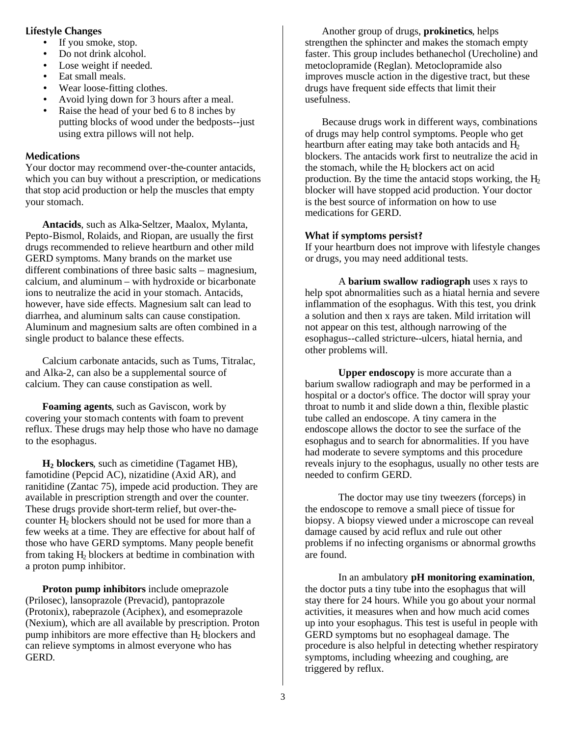### Lifestyle Changes

- If you smoke, stop.
- Do not drink alcohol.
- Lose weight if needed.
- Eat small meals.
- Wear loose-fitting clothes.
- Avoid lying down for 3 hours after a meal.
- Raise the head of your bed 6 to 8 inches by putting blocks of wood under the bedposts--just using extra pillows will not help.

### Medications

Your doctor may recommend over-the-counter antacids, which you can buy without a prescription, or medications that stop acid production or help the muscles that empty your stomach.

**Antacids**, such as Alka-Seltzer, Maalox, Mylanta, Pepto-Bismol, Rolaids, and Riopan, are usually the first drugs recommended to relieve heartburn and other mild GERD symptoms. Many brands on the market use different combinations of three basic salts – magnesium, calcium, and aluminum – with hydroxide or bicarbonate ions to neutralize the acid in your stomach. Antacids, however, have side effects. Magnesium salt can lead to diarrhea, and aluminum salts can cause constipation. Aluminum and magnesium salts are often combined in a single product to balance these effects.

Calcium carbonate antacids, such as Tums, Titralac, and Alka-2, can also be a supplemental source of calcium. They can cause constipation as well.

**Foaming agents**, such as Gaviscon, work by covering your stomach contents with foam to prevent reflux. These drugs may help those who have no damage to the esophagus.

**$H_2$ blockers**, such as cimetidine (Tagamet HB), famotidine (Pepcid AC), nizatidine (Axid AR), and ranitidine (Zantac 75), impede acid production. They are available in prescription strength and over the counter. These drugs provide short-term relief, but over-the-counter $H_2$ blockers should not be used for more than a few weeks at a time. They are effective for about half of those who have GERD symptoms. Many people benefit from taking $H_2$ blockers at bedtime in combination with a proton pump inhibitor.

**Proton pump inhibitors** include omeprazole (Prilosec), lansoprazole (Prevacid), pantoprazole (Protonix), rabeprazole (Aciphex), and esomeprazole (Nexium), which are all available by prescription. Proton pump inhibitors are more effective than $H_2$ blockers and can relieve symptoms in almost everyone who has GERD.

Another group of drugs, **prokinetics**, helps strengthen the sphincter and makes the stomach empty faster. This group includes bethanechol (Urecholine) and metoclopramide (Reglan). Metoclopramide also improves muscle action in the digestive tract, but these drugs have frequent side effects that limit their usefulness.

Because drugs work in different ways, combinations of drugs may help control symptoms. People who get heartburn after eating may take both antacids and $H_2$ blockers. The antacids work first to neutralize the acid in the stomach, while the $H_2$ blockers act on acid production. By the time the antacid stops working, the $H_2$ blocker will have stopped acid production. Your doctor is the best source of information on how to use medications for GERD.

### What if symptoms persist?

If your heartburn does not improve with lifestyle changes or drugs, you may need additional tests.

A **barium swallow radiograph** uses x rays to help spot abnormalities such as a hiatal hernia and severe inflammation of the esophagus. With this test, you drink a solution and then x rays are taken. Mild irritation will not appear on this test, although narrowing of the esophagus--called stricture--ulcers, hiatal hernia, and other problems will.

**Upper endoscopy** is more accurate than a barium swallow radiograph and may be performed in a hospital or a doctor's office. The doctor will spray your throat to numb it and slide down a thin, flexible plastic tube called an endoscope. A tiny camera in the endoscope allows the doctor to see the surface of the esophagus and to search for abnormalities. If you have had moderate to severe symptoms and this procedure reveals injury to the esophagus, usually no other tests are needed to confirm GERD.

The doctor may use tiny tweezers (forceps) in the endoscope to remove a small piece of tissue for biopsy. A biopsy viewed under a microscope can reveal damage caused by acid reflux and rule out other problems if no infecting organisms or abnormal growths are found.

In an ambulatory **pH monitoring examination**, the doctor puts a tiny tube into the esophagus that will stay there for 24 hours. While you go about your normal activities, it measures when and how much acid comes up into your esophagus. This test is useful in people with GERD symptoms but no esophageal damage. The procedure is also helpful in detecting whether respiratory symptoms, including wheezing and coughing, are triggered by reflux.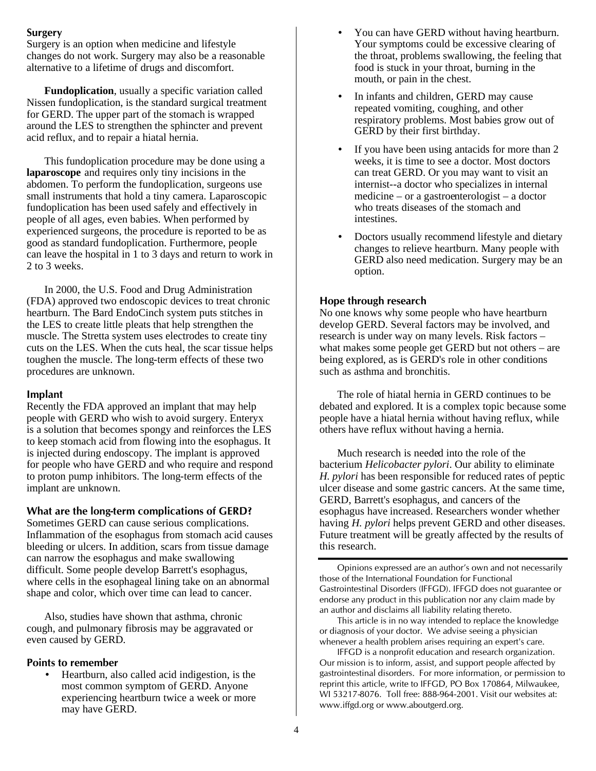## Surgery

Surgery is an option when medicine and lifestyle changes do not work. Surgery may also be a reasonable alternative to a lifetime of drugs and discomfort.

**Fundoplication**, usually a specific variation called Nissen fundoplication, is the standard surgical treatment for GERD. The upper part of the stomach is wrapped around the LES to strengthen the sphincter and prevent acid reflux, and to repair a hiatal hernia.

This fundoplication procedure may be done using a **laparoscope** and requires only tiny incisions in the abdomen. To perform the fundoplication, surgeons use small instruments that hold a tiny camera. Laparoscopic fundoplication has been used safely and effectively in people of all ages, even babies. When performed by experienced surgeons, the procedure is reported to be as good as standard fundoplication. Furthermore, people can leave the hospital in 1 to 3 days and return to work in 2 to 3 weeks.

In 2000, the U.S. Food and Drug Administration (FDA) approved two endoscopic devices to treat chronic heartburn. The Bard EndoCinch system puts stitches in the LES to create little pleats that help strengthen the muscle. The Stretta system uses electrodes to create tiny cuts on the LES. When the cuts heal, the scar tissue helps toughen the muscle. The long-term effects of these two procedures are unknown.

## Implant

Recently the FDA approved an implant that may help people with GERD who wish to avoid surgery. Enteryx is a solution that becomes spongy and reinforces the LES to keep stomach acid from flowing into the esophagus. It is injected during endoscopy. The implant is approved for people who have GERD and who require and respond to proton pump inhibitors. The long-term effects of the implant are unknown.

## What are the long-term complications of GERD?

Sometimes GERD can cause serious complications. Inflammation of the esophagus from stomach acid causes bleeding or ulcers. In addition, scars from tissue damage can narrow the esophagus and make swallowing difficult. Some people develop Barrett's esophagus, where cells in the esophageal lining take on an abnormal shape and color, which over time can lead to cancer.

Also, studies have shown that asthma, chronic cough, and pulmonary fibrosis may be aggravated or even caused by GERD.

## Points to remember

- Heartburn, also called acid indigestion, is the most common symptom of GERD. Anyone experiencing heartburn twice a week or more may have GERD.
- You can have GERD without having heartburn. Your symptoms could be excessive clearing of the throat, problems swallowing, the feeling that food is stuck in your throat, burning in the mouth, or pain in the chest.
- In infants and children, GERD may cause repeated vomiting, coughing, and other respiratory problems. Most babies grow out of GERD by their first birthday.
- If you have been using antacids for more than 2 weeks, it is time to see a doctor. Most doctors can treat GERD. Or you may want to visit an internist--a doctor who specializes in internal medicine – or a gastroenterologist – a doctor who treats diseases of the stomach and intestines.
- Doctors usually recommend lifestyle and dietary changes to relieve heartburn. Many people with GERD also need medication. Surgery may be an option.

## Hope through research

No one knows why some people who have heartburn develop GERD. Several factors may be involved, and research is under way on many levels. Risk factors – what makes some people get GERD but not others – are being explored, as is GERD's role in other conditions such as asthma and bronchitis.

The role of hiatal hernia in GERD continues to be debated and explored. It is a complex topic because some people have a hiatal hernia without having reflux, while others have reflux without having a hernia.

Much research is needed into the role of the bacterium *Helicobacter pylori*. Our ability to eliminate *H. pylori* has been responsible for reduced rates of peptic ulcer disease and some gastric cancers. At the same time, GERD, Barrett's esophagus, and cancers of the esophagus have increased. Researchers wonder whether having *H. pylori* helps prevent GERD and other diseases. Future treatment will be greatly affected by the results of this research.

---

Opinions expressed are an author's own and not necessarily those of the International Foundation for Functional Gastrointestinal Disorders (IFFGD). IFFGD does not guarantee or endorse any product in this publication nor any claim made by an author and disclaims all liability relating thereto.

This article is in no way intended to replace the knowledge or diagnosis of your doctor. We advise seeing a physician whenever a health problem arises requiring an expert's care.

IFFGD is a nonprofit education and research organization. Our mission is to inform, assist, and support people affected by gastrointestinal disorders. For more information, or permission to reprint this article, write to IFFGD, PO Box 170864, Milwaukee, WI 53217-8076. Toll free: 888-964-2001. Visit our websites at: www.iffgd.org or www.aboutgerd.org.